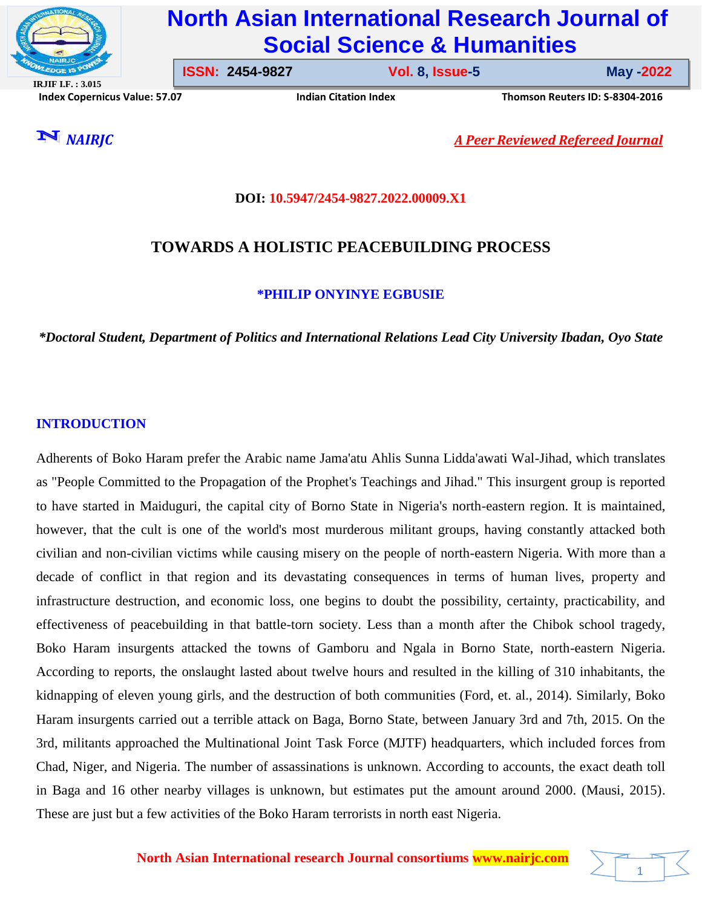DOI: 10.5947/2454-9827.2022.00009.X1

# TOWARDS A HOLISTIC PEACEBUILDING PROCESS

**\*PHILIP ONYINYE EGBUSIE**

*\*Doctoral Student, Department of Politics and International Relations Lead City University Ibadan, Oyo State*

## INTRODUCTION

Adherents of Boko Haram prefer the Arabic name Jama'atu Ahlis Sunna Lidda'awati Wal-Jihad, which translates as "People Committed to the Propagation of the Prophet's Teachings and Jihad." This insurgent group is reported to have started in Maiduguri, the capital city of Borno State in Nigeria's north-eastern region. It is maintained, however, that the cult is one of the world's most murderous militant groups, having constantly attacked both civilian and non-civilian victims while causing misery on the people of north-eastern Nigeria. With more than a decade of conflict in that region and its devastating consequences in terms of human lives, property and infrastructure destruction, and economic loss, one begins to doubt the possibility, certainty, practicability, and effectiveness of peacebuilding in that battle-torn society. Less than a month after the Chibok school tragedy, Boko Haram insurgents attacked the towns of Gamboru and Ngala in Borno State, north-eastern Nigeria. According to reports, the onslaught lasted about twelve hours and resulted in the killing of 310 inhabitants, the kidnapping of eleven young girls, and the destruction of both communities (Ford, et. al., 2014). Similarly, Boko Haram insurgents carried out a terrible attack on Baga, Borno State, between January 3rd and 7th, 2015. On the 3rd, militants approached the Multinational Joint Task Force (MJTF) headquarters, which included forces from Chad, Niger, and Nigeria. The number of assassinations is unknown. According to accounts, the exact death toll in Baga and 16 other nearby villages is unknown, but estimates put the amount around 2000. (Mausi, 2015). These are just but a few activities of the Boko Haram terrorists in north east Nigeria.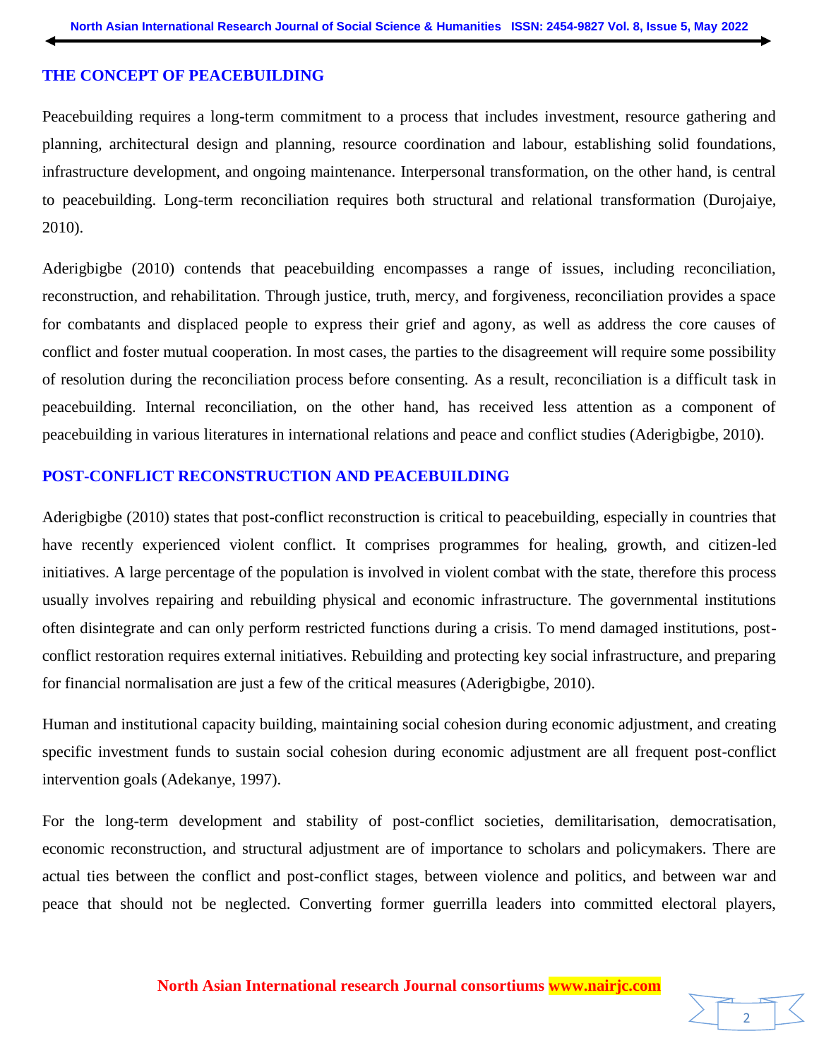## THE CONCEPT OF PEACEBUILDING

Peacebuilding requires a long-term commitment to a process that includes investment, resource gathering and planning, architectural design and planning, resource coordination and labour, establishing solid foundations, infrastructure development, and ongoing maintenance. Interpersonal transformation, on the other hand, is central to peacebuilding. Long-term reconciliation requires both structural and relational transformation (Durojaiye, 2010).

Aderigbigbe (2010) contends that peacebuilding encompasses a range of issues, including reconciliation, reconstruction, and rehabilitation. Through justice, truth, mercy, and forgiveness, reconciliation provides a space for combatants and displaced people to express their grief and agony, as well as address the core causes of conflict and foster mutual cooperation. In most cases, the parties to the disagreement will require some possibility of resolution during the reconciliation process before consenting. As a result, reconciliation is a difficult task in peacebuilding. Internal reconciliation, on the other hand, has received less attention as a component of peacebuilding in various literatures in international relations and peace and conflict studies (Aderigbigbe, 2010).

## POST-CONFLICT RECONSTRUCTION AND PEACEBUILDING

Aderigbigbe (2010) states that post-conflict reconstruction is critical to peacebuilding, especially in countries that have recently experienced violent conflict. It comprises programmes for healing, growth, and citizen-led initiatives. A large percentage of the population is involved in violent combat with the state, therefore this process usually involves repairing and rebuilding physical and economic infrastructure. The governmental institutions often disintegrate and can only perform restricted functions during a crisis. To mend damaged institutions, post-conflict restoration requires external initiatives. Rebuilding and protecting key social infrastructure, and preparing for financial normalisation are just a few of the critical measures (Aderigbigbe, 2010).

Human and institutional capacity building, maintaining social cohesion during economic adjustment, and creating specific investment funds to sustain social cohesion during economic adjustment are all frequent post-conflict intervention goals (Adekanye, 1997).

For the long-term development and stability of post-conflict societies, demilitarisation, democratisation, economic reconstruction, and structural adjustment are of importance to scholars and policymakers. There are actual ties between the conflict and post-conflict stages, between violence and politics, and between war and peace that should not be neglected. Converting former guerrilla leaders into committed electoral players,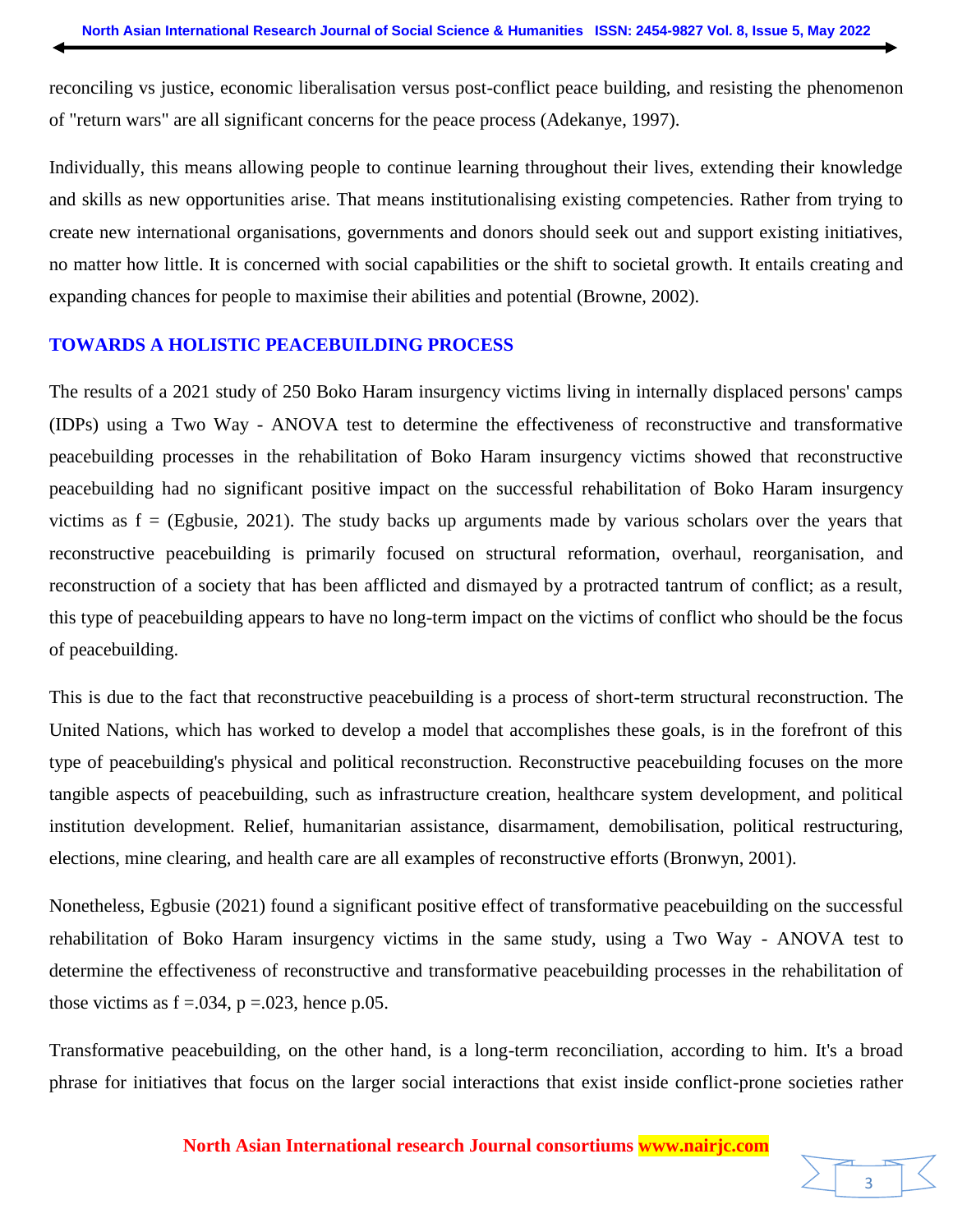reconciling vs justice, economic liberalisation versus post-conflict peace building, and resisting the phenomenon of "return wars" are all significant concerns for the peace process (Adekanye, 1997).

Individually, this means allowing people to continue learning throughout their lives, extending their knowledge and skills as new opportunities arise. That means institutionalising existing competencies. Rather from trying to create new international organisations, governments and donors should seek out and support existing initiatives, no matter how little. It is concerned with social capabilities or the shift to societal growth. It entails creating and expanding chances for people to maximise their abilities and potential (Browne, 2002).

## TOWARDS A HOLISTIC PEACEBUILDING PROCESS

The results of a 2021 study of 250 Boko Haram insurgency victims living in internally displaced persons' camps (IDPs) using a Two Way - ANOVA test to determine the effectiveness of reconstructive and transformative peacebuilding processes in the rehabilitation of Boko Haram insurgency victims showed that reconstructive peacebuilding had no significant positive impact on the successful rehabilitation of Boko Haram insurgency victims as f = (Egbusie, 2021). The study backs up arguments made by various scholars over the years that reconstructive peacebuilding is primarily focused on structural reformation, overhaul, reorganisation, and reconstruction of a society that has been afflicted and dismayed by a protracted tantrum of conflict; as a result, this type of peacebuilding appears to have no long-term impact on the victims of conflict who should be the focus of peacebuilding.

This is due to the fact that reconstructive peacebuilding is a process of short-term structural reconstruction. The United Nations, which has worked to develop a model that accomplishes these goals, is in the forefront of this type of peacebuilding's physical and political reconstruction. Reconstructive peacebuilding focuses on the more tangible aspects of peacebuilding, such as infrastructure creation, healthcare system development, and political institution development. Relief, humanitarian assistance, disarmament, demobilisation, political restructuring, elections, mine clearing, and health care are all examples of reconstructive efforts (Bronwyn, 2001).

Nonetheless, Egbusie (2021) found a significant positive effect of transformative peacebuilding on the successful rehabilitation of Boko Haram insurgency victims in the same study, using a Two Way - ANOVA test to determine the effectiveness of reconstructive and transformative peacebuilding processes in the rehabilitation of those victims as $f = .034$, $p = .023$, hence p.05.

Transformative peacebuilding, on the other hand, is a long-term reconciliation, according to him. It's a broad phrase for initiatives that focus on the larger social interactions that exist inside conflict-prone societies rather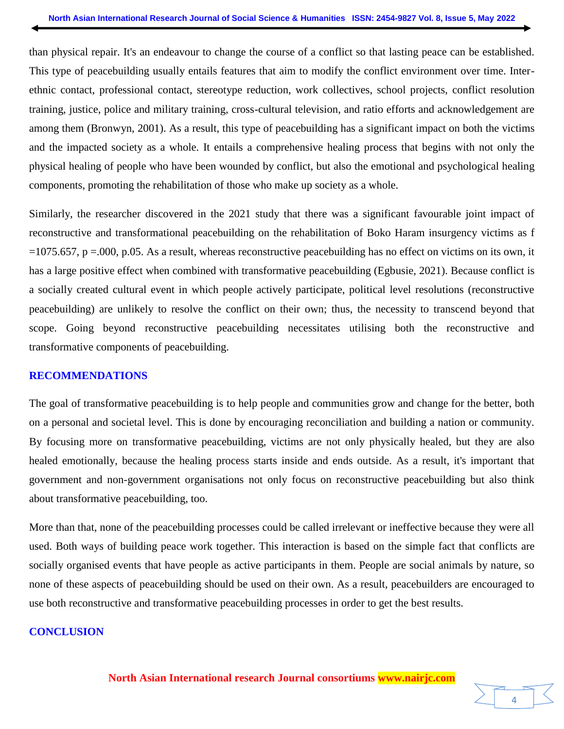than physical repair. It's an endeavour to change the course of a conflict so that lasting peace can be established. This type of peacebuilding usually entails features that aim to modify the conflict environment over time. Inter-ethnic contact, professional contact, stereotype reduction, work collectives, school projects, conflict resolution training, justice, police and military training, cross-cultural television, and ratio efforts and acknowledgement are among them (Bronwyn, 2001). As a result, this type of peacebuilding has a significant impact on both the victims and the impacted society as a whole. It entails a comprehensive healing process that begins with not only the physical healing of people who have been wounded by conflict, but also the emotional and psychological healing components, promoting the rehabilitation of those who make up society as a whole.

Similarly, the researcher discovered in the 2021 study that there was a significant favourable joint impact of reconstructive and transformational peacebuilding on the rehabilitation of Boko Haram insurgency victims as f =1075.657, p =.000, p.05. As a result, whereas reconstructive peacebuilding has no effect on victims on its own, it has a large positive effect when combined with transformative peacebuilding (Egbusie, 2021). Because conflict is a socially created cultural event in which people actively participate, political level resolutions (reconstructive peacebuilding) are unlikely to resolve the conflict on their own; thus, the necessity to transcend beyond that scope. Going beyond reconstructive peacebuilding necessitates utilising both the reconstructive and transformative components of peacebuilding.

## RECOMMENDATIONS

The goal of transformative peacebuilding is to help people and communities grow and change for the better, both on a personal and societal level. This is done by encouraging reconciliation and building a nation or community. By focusing more on transformative peacebuilding, victims are not only physically healed, but they are also healed emotionally, because the healing process starts inside and ends outside. As a result, it's important that government and non-government organisations not only focus on reconstructive peacebuilding but also think about transformative peacebuilding, too.

More than that, none of the peacebuilding processes could be called irrelevant or ineffective because they were all used. Both ways of building peace work together. This interaction is based on the simple fact that conflicts are socially organised events that have people as active participants in them. People are social animals by nature, so none of these aspects of peacebuilding should be used on their own. As a result, peacebuilders are encouraged to use both reconstructive and transformative peacebuilding processes in order to get the best results.

## CONCLUSION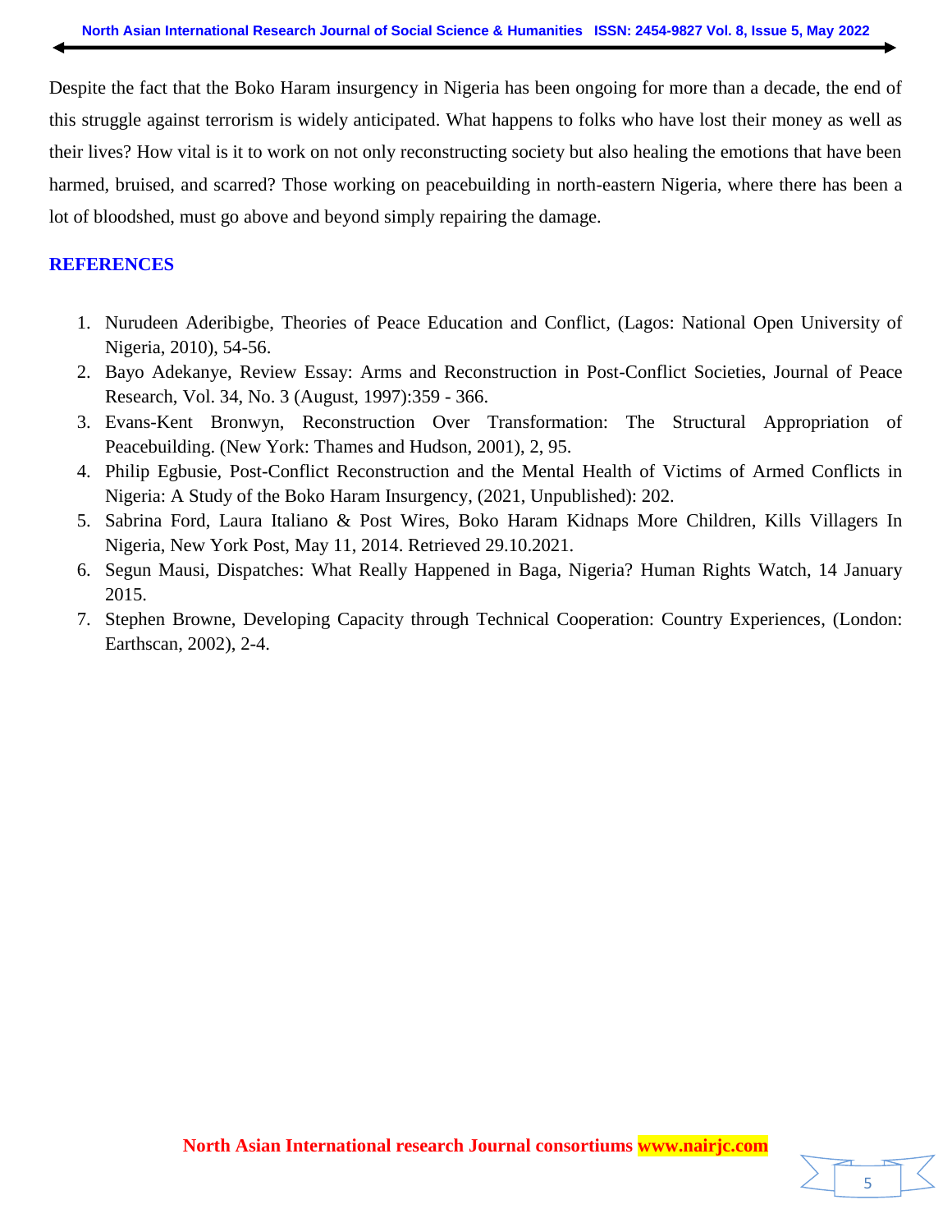Despite the fact that the Boko Haram insurgency in Nigeria has been ongoing for more than a decade, the end of this struggle against terrorism is widely anticipated. What happens to folks who have lost their money as well as their lives? How vital is it to work on not only reconstructing society but also healing the emotions that have been harmed, bruised, and scarred? Those working on peacebuilding in north-eastern Nigeria, where there has been a lot of bloodshed, must go above and beyond simply repairing the damage.

## REFERENCES

1. Nurudeen Aderibigbe, Theories of Peace Education and Conflict, (Lagos: National Open University of Nigeria, 2010), 54-56.
2. Bayo Adekanye, Review Essay: Arms and Reconstruction in Post-Conflict Societies, Journal of Peace Research, Vol. 34, No. 3 (August, 1997):359 - 366.
3. Evans-Kent Bronwyn, Reconstruction Over Transformation: The Structural Appropriation of Peacebuilding. (New York: Thames and Hudson, 2001), 2, 95.
4. Philip Egbusie, Post-Conflict Reconstruction and the Mental Health of Victims of Armed Conflicts in Nigeria: A Study of the Boko Haram Insurgency, (2021, Unpublished): 202.
5. Sabrina Ford, Laura Italiano & Post Wires, Boko Haram Kidnaps More Children, Kills Villagers In Nigeria, New York Post, May 11, 2014. Retrieved 29.10.2021.
6. Segun Mausi, Dispatches: What Really Happened in Baga, Nigeria? Human Rights Watch, 14 January 2015.
7. Stephen Browne, Developing Capacity through Technical Cooperation: Country Experiences, (London: Earthscan, 2002), 2-4.